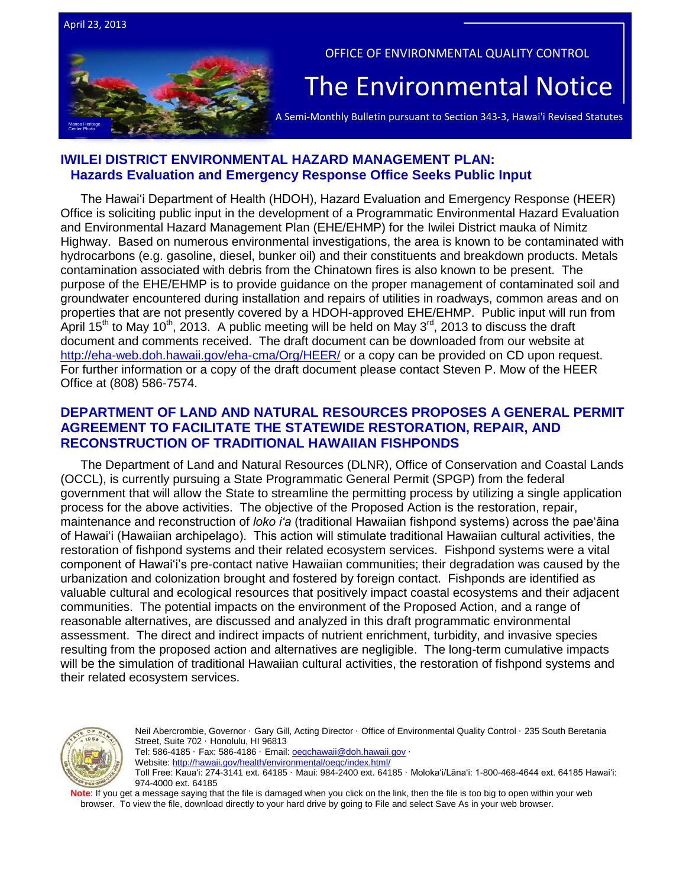April 23, 2013

OFFICE OF ENVIRONMENTAL QUALITY CONTROL

# The Environmental Notice

A Semi-Monthly Bulletin pursuant to Section 343-3, Hawai'i Revised Statutes

Manoa Heritage Center Photo

## IWILEI DISTRICT ENVIRONMENTAL HAZARD MANAGEMENT PLAN: Hazards Evaluation and Emergency Response Office Seeks Public Input

The Hawaiʻi Department of Health (HDOH), Hazard Evaluation and Emergency Response (HEER) Office is soliciting public input in the development of a Programmatic Environmental Hazard Evaluation and Environmental Hazard Management Plan (EHE/EHMP) for the Iwilei District mauka of Nimitz Highway. Based on numerous environmental investigations, the area is known to be contaminated with hydrocarbons (e.g. gasoline, diesel, bunker oil) and their constituents and breakdown products. Metals contamination associated with debris from the Chinatown fires is also known to be present. The purpose of the EHE/EHMP is to provide guidance on the proper management of contaminated soil and groundwater encountered during installation and repairs of utilities in roadways, common areas and on properties that are not presently covered by a HDOH-approved EHE/EHMP. Public input will run from April 15th to May 10th, 2013. A public meeting will be held on May 3rd, 2013 to discuss the draft document and comments received. The draft document can be downloaded from our website at http://eha-web.doh.hawaii.gov/eha-cma/Org/HEER/ or a copy can be provided on CD upon request. For further information or a copy of the draft document please contact Steven P. Mow of the HEER Office at (808) 586-7574.

## DEPARTMENT OF LAND AND NATURAL RESOURCES PROPOSES A GENERAL PERMIT AGREEMENT TO FACILITATE THE STATEWIDE RESTORATION, REPAIR, AND RECONSTRUCTION OF TRADITIONAL HAWAIIAN FISHPONDS

The Department of Land and Natural Resources (DLNR), Office of Conservation and Coastal Lands (OCCL), is currently pursuing a State Programmatic General Permit (SPGP) from the federal government that will allow the State to streamline the permitting process by utilizing a single application process for the above activities. The objective of the Proposed Action is the restoration, repair, maintenance and reconstruction of *loko iʻa* (traditional Hawaiian fishpond systems) across the paeʻāina of Hawaiʻi (Hawaiian archipelago). This action will stimulate traditional Hawaiian cultural activities, the restoration of fishpond systems and their related ecosystem services. Fishpond systems were a vital component of Hawaiʻi's pre-contact native Hawaiian communities; their degradation was caused by the urbanization and colonization brought and fostered by foreign contact. Fishponds are identified as valuable cultural and ecological resources that positively impact coastal ecosystems and their adjacent communities. The potential impacts on the environment of the Proposed Action, and a range of reasonable alternatives, are discussed and analyzed in this draft programmatic environmental assessment. The direct and indirect impacts of nutrient enrichment, turbidity, and invasive species resulting from the proposed action and alternatives are negligible. The long-term cumulative impacts will be the simulation of traditional Hawaiian cultural activities, the restoration of fishpond systems and their related ecosystem services.

Neil Abercrombie, Governor · Gary Gill, Acting Director · Office of Environmental Quality Control · 235 South Beretania Street, Suite 702 · Honolulu, HI 96813
Tel: 586-4185 · Fax: 586-4186 · Email: oeqchawaii@doh.hawaii.gov ·
Website: http://hawaii.gov/health/environmental/oeqc/index.html/
Toll Free: Kauaʻi: 274-3141 ext. 64185 · Maui: 984-2400 ext. 64185 · Molokaʻi/Lānaʻi: 1-800-468-4644 ext. 64185 Hawaiʻi: 974-4000 ext. 64185

**Note**: If you get a message saying that the file is damaged when you click on the link, then the file is too big to open within your web browser. To view the file, download directly to your hard drive by going to File and select Save As in your web browser.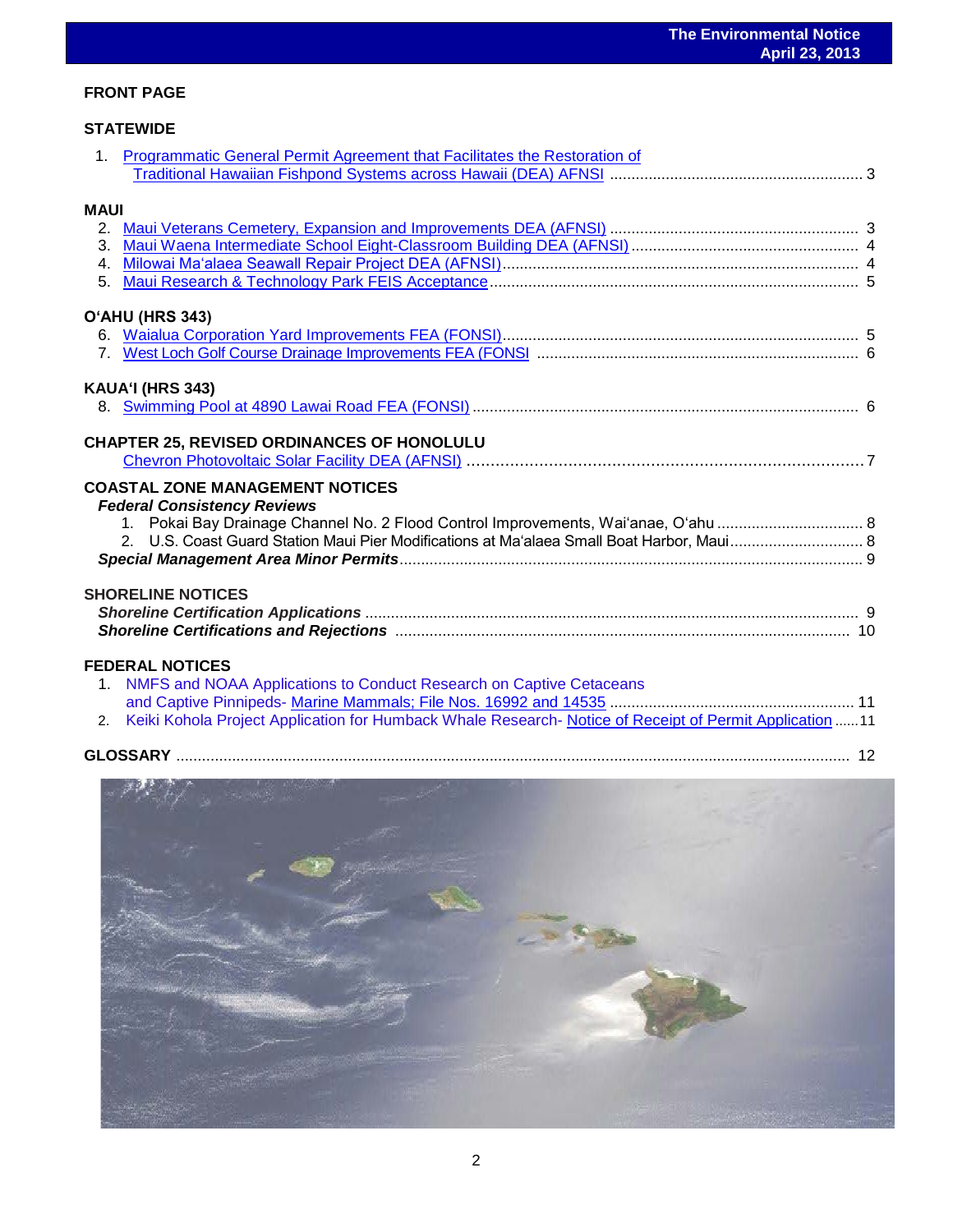## FRONT PAGE

### STATEWIDE

1. Programmatic General Permit Agreement that Facilitates the Restoration of Traditional Hawaiian Fishpond Systems across Hawaii (DEA) AFNSI ........ 3

### MAUI

2. Maui Veterans Cemetery, Expansion and Improvements DEA (AFNSI) ........ 3
3. Maui Waena Intermediate School Eight-Classroom Building DEA (AFNSI) ........ 4
4. Milowai Ma'alaea Seawall Repair Project DEA (AFNSI) ........ 4
5. Maui Research & Technology Park FEIS Acceptance ........ 5

### O'AHU (HRS 343)

6. Waialua Corporation Yard Improvements FEA (FONSI) ........ 5
7. West Loch Golf Course Drainage Improvements FEA (FONSI ........ 6

### KAUA'I (HRS 343)

8. Swimming Pool at 4890 Lawai Road FEA (FONSI) ........ 6

### CHAPTER 25, REVISED ORDINANCES OF HONOLULU

Chevron Photovoltaic Solar Facility DEA (AFNSI) ........ 7

### COASTAL ZONE MANAGEMENT NOTICES

***Federal Consistency Reviews***

1. Pokai Bay Drainage Channel No. 2 Flood Control Improvements, Wai'anae, O'ahu ........ 8
2. U.S. Coast Guard Station Maui Pier Modifications at Ma'alaea Small Boat Harbor, Maui ........ 8

***Special Management Area Minor Permits*** ........ 9

### SHORELINE NOTICES

***Shoreline Certification Applications*** ........ 9

***Shoreline Certifications and Rejections*** ........ 10

### FEDERAL NOTICES

1. NMFS and NOAA Applications to Conduct Research on Captive Cetaceans and Captive Pinnipeds- Marine Mammals; File Nos. 16992 and 14535 ........ 11
2. Keiki Kohola Project Application for Humback Whale Research- Notice of Receipt of Permit Application ........ 11

### GLOSSARY ........ 12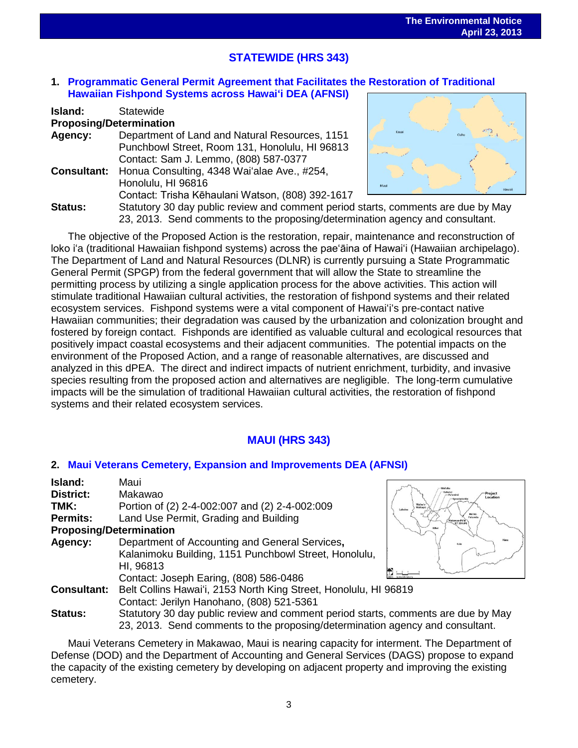## STATEWIDE (HRS 343)

### 1. Programmatic General Permit Agreement that Facilitates the Restoration of Traditional Hawaiian Fishpond Systems across Hawaiʻi DEA (AFNSI)

**Island:** Statewide

**Proposing/Determination**

**Agency:** Department of Land and Natural Resources, 1151 Punchbowl Street, Room 131, Honolulu, HI 96813
Contact: Sam J. Lemmo, (808) 587-0377

**Consultant:** Honua Consulting, 4348 Waiʻalae Ave., #254, Honolulu, HI 96816
Contact: Trisha Kēhaulani Watson, (808) 392-1617

**Status:** Statutory 30 day public review and comment period starts, comments are due by May 23, 2013. Send comments to the proposing/determination agency and consultant.

The objective of the Proposed Action is the restoration, repair, maintenance and reconstruction of loko iʻa (traditional Hawaiian fishpond systems) across the paeʻāina of Hawaiʻi (Hawaiian archipelago). The Department of Land and Natural Resources (DLNR) is currently pursuing a State Programmatic General Permit (SPGP) from the federal government that will allow the State to streamline the permitting process by utilizing a single application process for the above activities. This action will stimulate traditional Hawaiian cultural activities, the restoration of fishpond systems and their related ecosystem services. Fishpond systems were a vital component of Hawaiʻi's pre-contact native Hawaiian communities; their degradation was caused by the urbanization and colonization brought and fostered by foreign contact. Fishponds are identified as valuable cultural and ecological resources that positively impact coastal ecosystems and their adjacent communities. The potential impacts on the environment of the Proposed Action, and a range of reasonable alternatives, are discussed and analyzed in this dPEA. The direct and indirect impacts of nutrient enrichment, turbidity, and invasive species resulting from the proposed action and alternatives are negligible. The long-term cumulative impacts will be the simulation of traditional Hawaiian cultural activities, the restoration of fishpond systems and their related ecosystem services.

## MAUI (HRS 343)

### 2. Maui Veterans Cemetery, Expansion and Improvements DEA (AFNSI)

**Island:** Maui

**District:** Makawao

**TMK:** Portion of (2) 2-4-002:007 and (2) 2-4-002:009

**Permits:** Land Use Permit, Grading and Building

**Proposing/Determination**

**Agency:** Department of Accounting and General Services, Kalanimoku Building, 1151 Punchbowl Street, Honolulu, HI, 96813
Contact: Joseph Earing, (808) 586-0486

**Consultant:** Belt Collins Hawaiʻi, 2153 North King Street, Honolulu, HI 96819
Contact: Jerilyn Hanohano, (808) 521-5361

**Status:** Statutory 30 day public review and comment period starts, comments are due by May 23, 2013. Send comments to the proposing/determination agency and consultant.

Maui Veterans Cemetery in Makawao, Maui is nearing capacity for interment. The Department of Defense (DOD) and the Department of Accounting and General Services (DAGS) propose to expand the capacity of the existing cemetery by developing on adjacent property and improving the existing cemetery.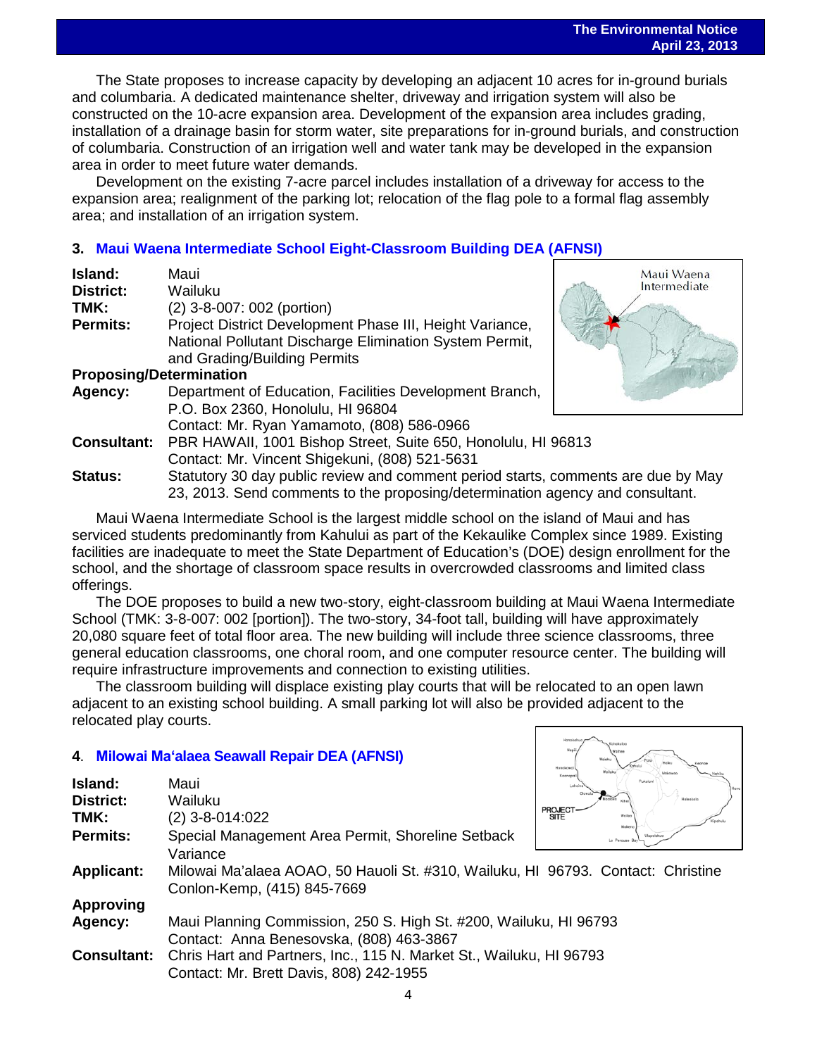The State proposes to increase capacity by developing an adjacent 10 acres for in-ground burials and columbaria. A dedicated maintenance shelter, driveway and irrigation system will also be constructed on the 10-acre expansion area. Development of the expansion area includes grading, installation of a drainage basin for storm water, site preparations for in-ground burials, and construction of columbaria. Construction of an irrigation well and water tank may be developed in the expansion area in order to meet future water demands.

Development on the existing 7-acre parcel includes installation of a driveway for access to the expansion area; realignment of the parking lot; relocation of the flag pole to a formal flag assembly area; and installation of an irrigation system.

### 3. Maui Waena Intermediate School Eight-Classroom Building DEA (AFNSI)

**Island:** Maui
**District:** Wailuku
**TMK:** (2) 3-8-007: 002 (portion)
**Permits:** Project District Development Phase III, Height Variance, National Pollutant Discharge Elimination System Permit, and Grading/Building Permits
**Proposing/Determination Agency:** Department of Education, Facilities Development Branch, P.O. Box 2360, Honolulu, HI 96804
Contact: Mr. Ryan Yamamoto, (808) 586-0966
**Consultant:** PBR HAWAII, 1001 Bishop Street, Suite 650, Honolulu, HI 96813
Contact: Mr. Vincent Shigekuni, (808) 521-5631
**Status:** Statutory 30 day public review and comment period starts, comments are due by May 23, 2013. Send comments to the proposing/determination agency and consultant.

Maui Waena Intermediate School is the largest middle school on the island of Maui and has serviced students predominantly from Kahului as part of the Kekaulike Complex since 1989. Existing facilities are inadequate to meet the State Department of Education's (DOE) design enrollment for the school, and the shortage of classroom space results in overcrowded classrooms and limited class offerings.

The DOE proposes to build a new two-story, eight-classroom building at Maui Waena Intermediate School (TMK: 3-8-007: 002 [portion]). The two-story, 34-foot tall, building will have approximately 20,080 square feet of total floor area. The new building will include three science classrooms, three general education classrooms, one choral room, and one computer resource center. The building will require infrastructure improvements and connection to existing utilities.

The classroom building will displace existing play courts that will be relocated to an open lawn adjacent to an existing school building. A small parking lot will also be provided adjacent to the relocated play courts.

### 4. Milowai Ma'alaea Seawall Repair DEA (AFNSI)

**Island:** Maui
**District:** Wailuku
**TMK:** (2) 3-8-014:022
**Permits:** Special Management Area Permit, Shoreline Setback Variance
**Applicant:** Milowai Ma'alaea AOAO, 50 Hauoli St. #310, Wailuku, HI 96793. Contact: Christine Conlon-Kemp, (415) 845-7669
**Approving Agency:** Maui Planning Commission, 250 S. High St. #200, Wailuku, HI 96793
Contact: Anna Benesovska, (808) 463-3867
**Consultant:** Chris Hart and Partners, Inc., 115 N. Market St., Wailuku, HI 96793
Contact: Mr. Brett Davis, 808) 242-1955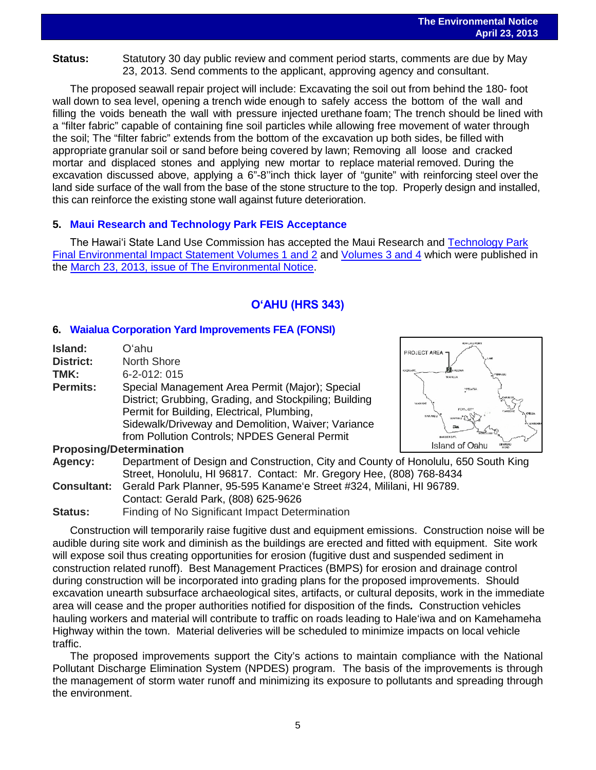**Status:** Statutory 30 day public review and comment period starts, comments are due by May 23, 2013. Send comments to the applicant, approving agency and consultant.

The proposed seawall repair project will include: Excavating the soil out from behind the 180- foot wall down to sea level, opening a trench wide enough to safely access the bottom of the wall and filling the voids beneath the wall with pressure injected urethane foam; The trench should be lined with a "filter fabric" capable of containing fine soil particles while allowing free movement of water through the soil; The "filter fabric" extends from the bottom of the excavation up both sides, be filled with appropriate granular soil or sand before being covered by lawn; Removing all loose and cracked mortar and displaced stones and applying new mortar to replace material removed. During the excavation discussed above, applying a 6"-8"inch thick layer of "gunite" with reinforcing steel over the land side surface of the wall from the base of the stone structure to the top. Properly design and installed, this can reinforce the existing stone wall against future deterioration.

### 5. Maui Research and Technology Park FEIS Acceptance

The Hawaiʻi State Land Use Commission has accepted the Maui Research and Technology Park Final Environmental Impact Statement Volumes 1 and 2 and Volumes 3 and 4 which were published in the March 23, 2013, issue of The Environmental Notice.

## OʻAHU (HRS 343)

### 6. Waialua Corporation Yard Improvements FEA (FONSI)

**Island:** Oʻahu
**District:** North Shore
**TMK:** 6-2-012: 015
**Permits:** Special Management Area Permit (Major); Special District; Grubbing, Grading, and Stockpiling; Building Permit for Building, Electrical, Plumbing, Sidewalk/Driveway and Demolition, Waiver; Variance from Pollution Controls; NPDES General Permit

**Proposing/Determination**
**Agency:** Department of Design and Construction, City and County of Honolulu, 650 South King Street, Honolulu, HI 96817. Contact: Mr. Gregory Hee, (808) 768-8434
**Consultant:** Gerald Park Planner, 95-595 Kaname'e Street #324, Mililani, HI 96789. Contact: Gerald Park, (808) 625-9626
**Status:** Finding of No Significant Impact Determination

Construction will temporarily raise fugitive dust and equipment emissions. Construction noise will be audible during site work and diminish as the buildings are erected and fitted with equipment. Site work will expose soil thus creating opportunities for erosion (fugitive dust and suspended sediment in construction related runoff). Best Management Practices (BMPS) for erosion and drainage control during construction will be incorporated into grading plans for the proposed improvements. Should excavation unearth subsurface archaeological sites, artifacts, or cultural deposits, work in the immediate area will cease and the proper authorities notified for disposition of the finds. Construction vehicles hauling workers and material will contribute to traffic on roads leading to Haleʻiwa and on Kamehameha Highway within the town. Material deliveries will be scheduled to minimize impacts on local vehicle traffic.

The proposed improvements support the City's actions to maintain compliance with the National Pollutant Discharge Elimination System (NPDES) program. The basis of the improvements is through the management of storm water runoff and minimizing its exposure to pollutants and spreading through the environment.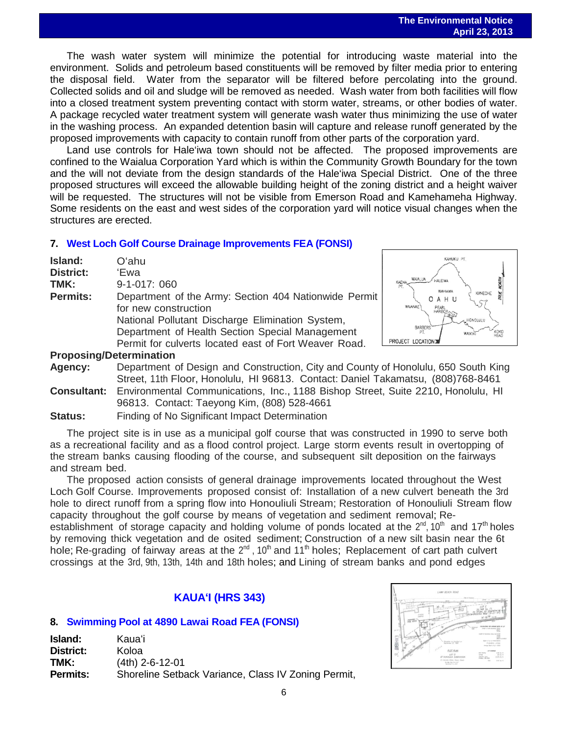The wash water system will minimize the potential for introducing waste material into the environment. Solids and petroleum based constituents will be removed by filter media prior to entering the disposal field. Water from the separator will be filtered before percolating into the ground. Collected solids and oil and sludge will be removed as needed. Wash water from both facilities will flow into a closed treatment system preventing contact with storm water, streams, or other bodies of water. A package recycled water treatment system will generate wash water thus minimizing the use of water in the washing process. An expanded detention basin will capture and release runoff generated by the proposed improvements with capacity to contain runoff from other parts of the corporation yard.

Land use controls for Haleʻiwa town should not be affected. The proposed improvements are confined to the Waialua Corporation Yard which is within the Community Growth Boundary for the town and the will not deviate from the design standards of the Haleʻiwa Special District. One of the three proposed structures will exceed the allowable building height of the zoning district and a height waiver will be requested. The structures will not be visible from Emerson Road and Kamehameha Highway. Some residents on the east and west sides of the corporation yard will notice visual changes when the structures are erected.

## 7. West Loch Golf Course Drainage Improvements FEA (FONSI)

**Island:** Oʻahu
**District:** ʻEwa
**TMK:** 9-1-017: 060
**Permits:** Department of the Army: Section 404 Nationwide Permit for new construction
National Pollutant Discharge Elimination System, Department of Health Section Special Management Permit for culverts located east of Fort Weaver Road.

**Proposing/Determination**
**Agency:** Department of Design and Construction, City and County of Honolulu, 650 South King Street, 11th Floor, Honolulu, HI 96813. Contact: Daniel Takamatsu, (808)768-8461
**Consultant:** Environmental Communications, Inc., 1188 Bishop Street, Suite 2210, Honolulu, HI 96813. Contact: Taeyong Kim, (808) 528-4661
**Status:** Finding of No Significant Impact Determination

The project site is in use as a municipal golf course that was constructed in 1990 to serve both as a recreational facility and as a flood control project. Large storm events result in overtopping of the stream banks causing flooding of the course, and subsequent silt deposition on the fairways and stream bed.

The proposed action consists of general drainage improvements located throughout the West Loch Golf Course. Improvements proposed consist of: Installation of a new culvert beneath the 3rd hole to direct runoff from a spring flow into Honouliuli Stream; Restoration of Honouliuli Stream flow capacity throughout the golf course by means of vegetation and sediment removal; Re-establishment of storage capacity and holding volume of ponds located at the 2nd, 10th and 17th holes by removing thick vegetation and de osited sediment; Construction of a new silt basin near the 6t hole; Re-grading of fairway areas at the 2nd, 10th and 11th holes; Replacement of cart path culvert crossings at the 3rd, 9th, 13th, 14th and 18th holes; and Lining of stream banks and pond edges

## KAUAʻI (HRS 343)

## 8. Swimming Pool at 4890 Lawai Road FEA (FONSI)

**Island:** Kauaʻi
**District:** Koloa
**TMK:** (4th) 2-6-12-01
**Permits:** Shoreline Setback Variance, Class IV Zoning Permit,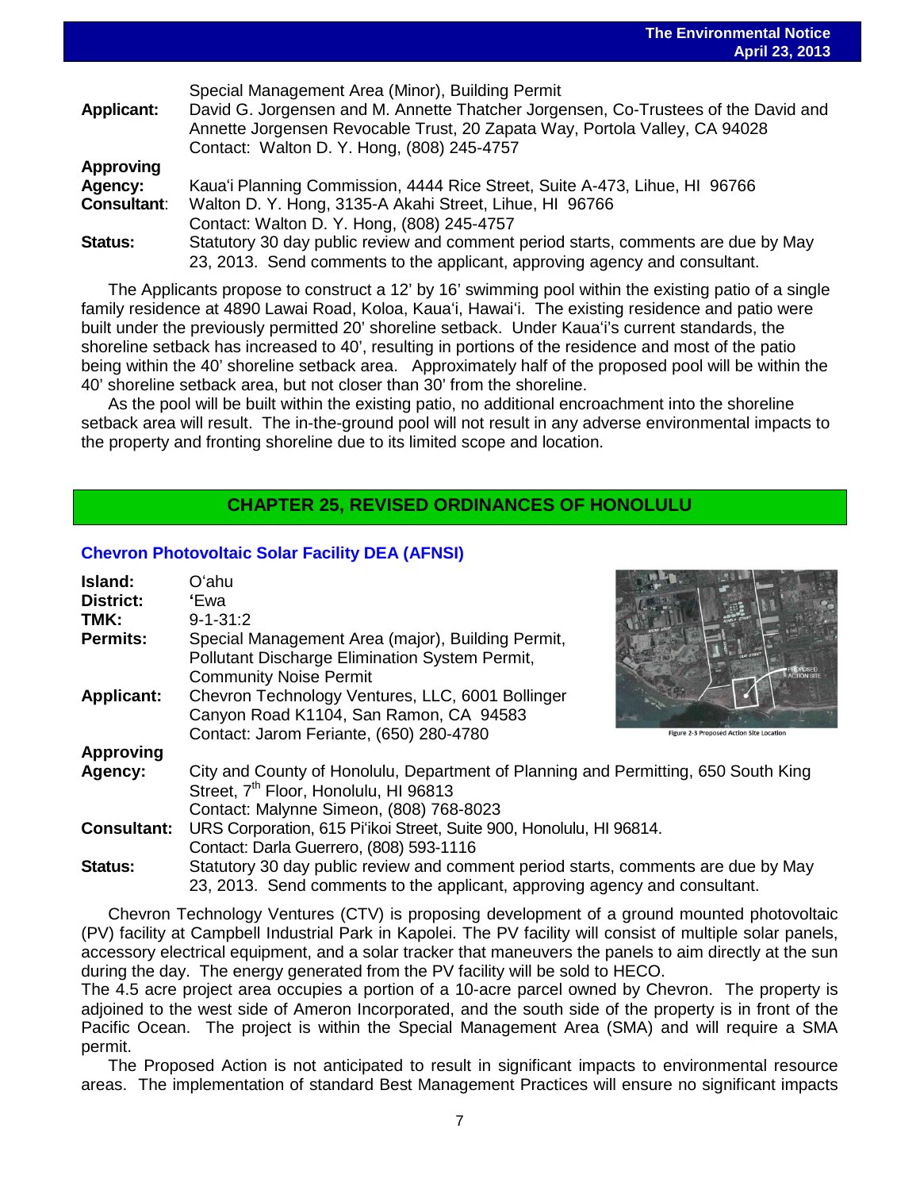Special Management Area (Minor), Building Permit

**Applicant:** David G. Jorgensen and M. Annette Thatcher Jorgensen, Co-Trustees of the David and Annette Jorgensen Revocable Trust, 20 Zapata Way, Portola Valley, CA 94028
Contact: Walton D. Y. Hong, (808) 245-4757

**Approving Agency:** Kauaʻi Planning Commission, 4444 Rice Street, Suite A-473, Lihue, HI 96766

**Consultant:** Walton D. Y. Hong, 3135-A Akahi Street, Lihue, HI 96766
Contact: Walton D. Y. Hong, (808) 245-4757

**Status:** Statutory 30 day public review and comment period starts, comments are due by May 23, 2013. Send comments to the applicant, approving agency and consultant.

The Applicants propose to construct a 12' by 16' swimming pool within the existing patio of a single family residence at 4890 Lawai Road, Koloa, Kauaʻi, Hawaiʻi. The existing residence and patio were built under the previously permitted 20' shoreline setback. Under Kauaʻi's current standards, the shoreline setback has increased to 40', resulting in portions of the residence and most of the patio being within the 40' shoreline setback area. Approximately half of the proposed pool will be within the 40' shoreline setback area, but not closer than 30' from the shoreline.

As the pool will be built within the existing patio, no additional encroachment into the shoreline setback area will result. The in-the-ground pool will not result in any adverse environmental impacts to the property and fronting shoreline due to its limited scope and location.

## CHAPTER 25, REVISED ORDINANCES OF HONOLULU

### Chevron Photovoltaic Solar Facility DEA (AFNSI)

**Island:** Oʻahu

**District:** ʻEwa

**TMK:** 9-1-31:2

**Permits:** Special Management Area (major), Building Permit, Pollutant Discharge Elimination System Permit, Community Noise Permit

**Applicant:** Chevron Technology Ventures, LLC, 6001 Bollinger Canyon Road K1104, San Ramon, CA 94583
Contact: Jarom Feriante, (650) 280-4780

Figure 2-3 Proposed Action Site Location

**Approving Agency:** City and County of Honolulu, Department of Planning and Permitting, 650 South King Street, 7th Floor, Honolulu, HI 96813
Contact: Malynne Simeon, (808) 768-8023

**Consultant:** URS Corporation, 615 Piʻikoi Street, Suite 900, Honolulu, HI 96814.
Contact: Darla Guerrero, (808) 593-1116

**Status:** Statutory 30 day public review and comment period starts, comments are due by May 23, 2013. Send comments to the applicant, approving agency and consultant.

Chevron Technology Ventures (CTV) is proposing development of a ground mounted photovoltaic (PV) facility at Campbell Industrial Park in Kapolei. The PV facility will consist of multiple solar panels, accessory electrical equipment, and a solar tracker that maneuvers the panels to aim directly at the sun during the day. The energy generated from the PV facility will be sold to HECO.

The 4.5 acre project area occupies a portion of a 10-acre parcel owned by Chevron. The property is adjoined to the west side of Ameron Incorporated, and the south side of the property is in front of the Pacific Ocean. The project is within the Special Management Area (SMA) and will require a SMA permit.

The Proposed Action is not anticipated to result in significant impacts to environmental resource areas. The implementation of standard Best Management Practices will ensure no significant impacts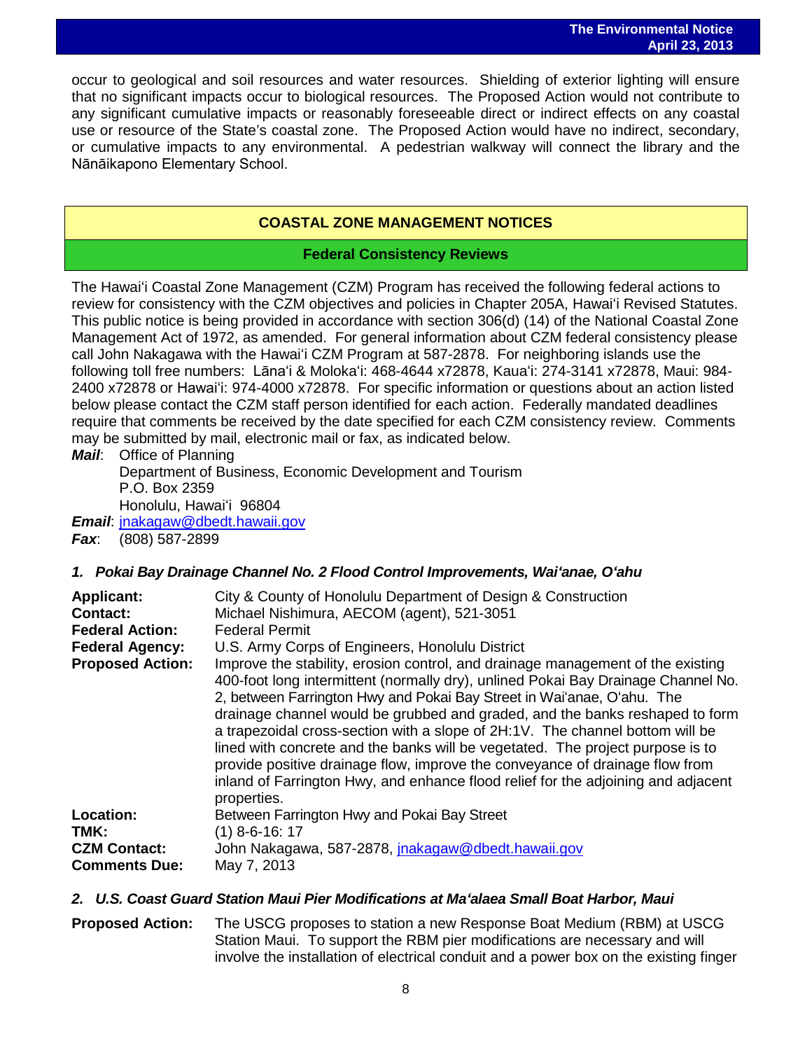occur to geological and soil resources and water resources. Shielding of exterior lighting will ensure that no significant impacts occur to biological resources. The Proposed Action would not contribute to any significant cumulative impacts or reasonably foreseeable direct or indirect effects on any coastal use or resource of the State's coastal zone. The Proposed Action would have no indirect, secondary, or cumulative impacts to any environmental. A pedestrian walkway will connect the library and the Nānāikapono Elementary School.

## COASTAL ZONE MANAGEMENT NOTICES

### Federal Consistency Reviews

The Hawaiʻi Coastal Zone Management (CZM) Program has received the following federal actions to review for consistency with the CZM objectives and policies in Chapter 205A, Hawaiʻi Revised Statutes. This public notice is being provided in accordance with section 306(d) (14) of the National Coastal Zone Management Act of 1972, as amended. For general information about CZM federal consistency please call John Nakagawa with the Hawaiʻi CZM Program at 587-2878. For neighboring islands use the following toll free numbers: Lānaʻi & Molokaʻi: 468-4644 x72878, Kauaʻi: 274-3141 x72878, Maui: 984-2400 x72878 or Hawaiʻi: 974-4000 x72878. For specific information or questions about an action listed below please contact the CZM staff person identified for each action. Federally mandated deadlines require that comments be received by the date specified for each CZM consistency review. Comments may be submitted by mail, electronic mail or fax, as indicated below.

***Mail***: Office of Planning
Department of Business, Economic Development and Tourism
P.O. Box 2359
Honolulu, Hawaiʻi 96804

***Email***: jnakagaw@dbedt.hawaii.gov

***Fax***: (808) 587-2899

#### *1. Pokai Bay Drainage Channel No. 2 Flood Control Improvements, Waiʻanae, Oʻahu*

**Applicant:** City & County of Honolulu Department of Design & Construction

**Contact:** Michael Nishimura, AECOM (agent), 521-3051

**Federal Action:** Federal Permit

**Federal Agency:** U.S. Army Corps of Engineers, Honolulu District

**Proposed Action:** Improve the stability, erosion control, and drainage management of the existing 400-foot long intermittent (normally dry), unlined Pokai Bay Drainage Channel No. 2, between Farrington Hwy and Pokai Bay Street in Waiʻanae, Oʻahu. The drainage channel would be grubbed and graded, and the banks reshaped to form a trapezoidal cross-section with a slope of 2H:1V. The channel bottom will be lined with concrete and the banks will be vegetated. The project purpose is to provide positive drainage flow, improve the conveyance of drainage flow from inland of Farrington Hwy, and enhance flood relief for the adjoining and adjacent properties.

**Location:** Between Farrington Hwy and Pokai Bay Street

**TMK:** (1) 8-6-16: 17

**CZM Contact:** John Nakagawa, 587-2878, jnakagaw@dbedt.hawaii.gov

**Comments Due:** May 7, 2013

#### *2. U.S. Coast Guard Station Maui Pier Modifications at Maʻalaea Small Boat Harbor, Maui*

**Proposed Action:** The USCG proposes to station a new Response Boat Medium (RBM) at USCG Station Maui. To support the RBM pier modifications are necessary and will involve the installation of electrical conduit and a power box on the existing finger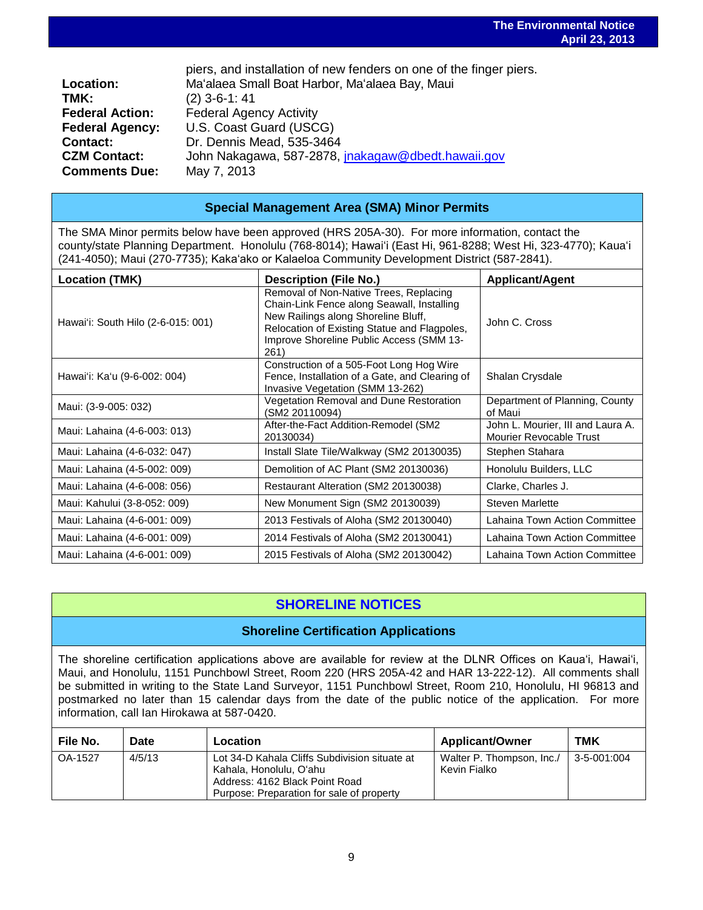piers, and installation of new fenders on one of the finger piers.

**Location:** Ma'alaea Small Boat Harbor, Ma'alaea Bay, Maui
**TMK:** (2) 3-6-1: 41
**Federal Action:** Federal Agency Activity
**Federal Agency:** U.S. Coast Guard (USCG)
**Contact:** Dr. Dennis Mead, 535-3464
**CZM Contact:** John Nakagawa, 587-2878, jnakagaw@dbedt.hawaii.gov
**Comments Due:** May 7, 2013

## Special Management Area (SMA) Minor Permits

The SMA Minor permits below have been approved (HRS 205A-30). For more information, contact the county/state Planning Department. Honolulu (768-8014); Hawai'i (East Hi, 961-8288; West Hi, 323-4770); Kaua'i (241-4050); Maui (270-7735); Kaka'ako or Kalaeloa Community Development District (587-2841).

| Location (TMK) | Description (File No.) | Applicant/Agent |
|---|---|---|
| Hawai'i: South Hilo (2-6-015: 001) | Removal of Non-Native Trees, Replacing Chain-Link Fence along Seawall, Installing New Railings along Shoreline Bluff, Relocation of Existing Statue and Flagpoles, Improve Shoreline Public Access (SMM 13-261) | John C. Cross |
| Hawai'i: Ka'u (9-6-002: 004) | Construction of a 505-Foot Long Hog Wire Fence, Installation of a Gate, and Clearing of Invasive Vegetation (SMM 13-262) | Shalan Crysdale |
| Maui: (3-9-005: 032) | Vegetation Removal and Dune Restoration (SM2 20110094) | Department of Planning, County of Maui |
| Maui: Lahaina (4-6-003: 013) | After-the-Fact Addition-Remodel (SM2 20130034) | John L. Mourier, III and Laura A. Mourier Revocable Trust |
| Maui: Lahaina (4-6-032: 047) | Install Slate Tile/Walkway (SM2 20130035) | Stephen Stahara |
| Maui: Lahaina (4-5-002: 009) | Demolition of AC Plant (SM2 20130036) | Honolulu Builders, LLC |
| Maui: Lahaina (4-6-008: 056) | Restaurant Alteration (SM2 20130038) | Clarke, Charles J. |
| Maui: Kahului (3-8-052: 009) | New Monument Sign (SM2 20130039) | Steven Marlette |
| Maui: Lahaina (4-6-001: 009) | 2013 Festivals of Aloha (SM2 20130040) | Lahaina Town Action Committee |
| Maui: Lahaina (4-6-001: 009) | 2014 Festivals of Aloha (SM2 20130041) | Lahaina Town Action Committee |
| Maui: Lahaina (4-6-001: 009) | 2015 Festivals of Aloha (SM2 20130042) | Lahaina Town Action Committee |

# SHORELINE NOTICES

## Shoreline Certification Applications

The shoreline certification applications above are available for review at the DLNR Offices on Kaua'i, Hawai'i, Maui, and Honolulu, 1151 Punchbowl Street, Room 220 (HRS 205A-42 and HAR 13-222-12). All comments shall be submitted in writing to the State Land Surveyor, 1151 Punchbowl Street, Room 210, Honolulu, HI 96813 and postmarked no later than 15 calendar days from the date of the public notice of the application. For more information, call Ian Hirokawa at 587-0420.

| File No. | Date | Location | Applicant/Owner | TMK |
|---|---|---|---|---|
| OA-1527 | 4/5/13 | Lot 34-D Kahala Cliffs Subdivision situate at Kahala, Honolulu, O'ahu<br>Address: 4162 Black Point Road<br>Purpose: Preparation for sale of property | Walter P. Thompson, Inc./ Kevin Fialko | 3-5-001:004 |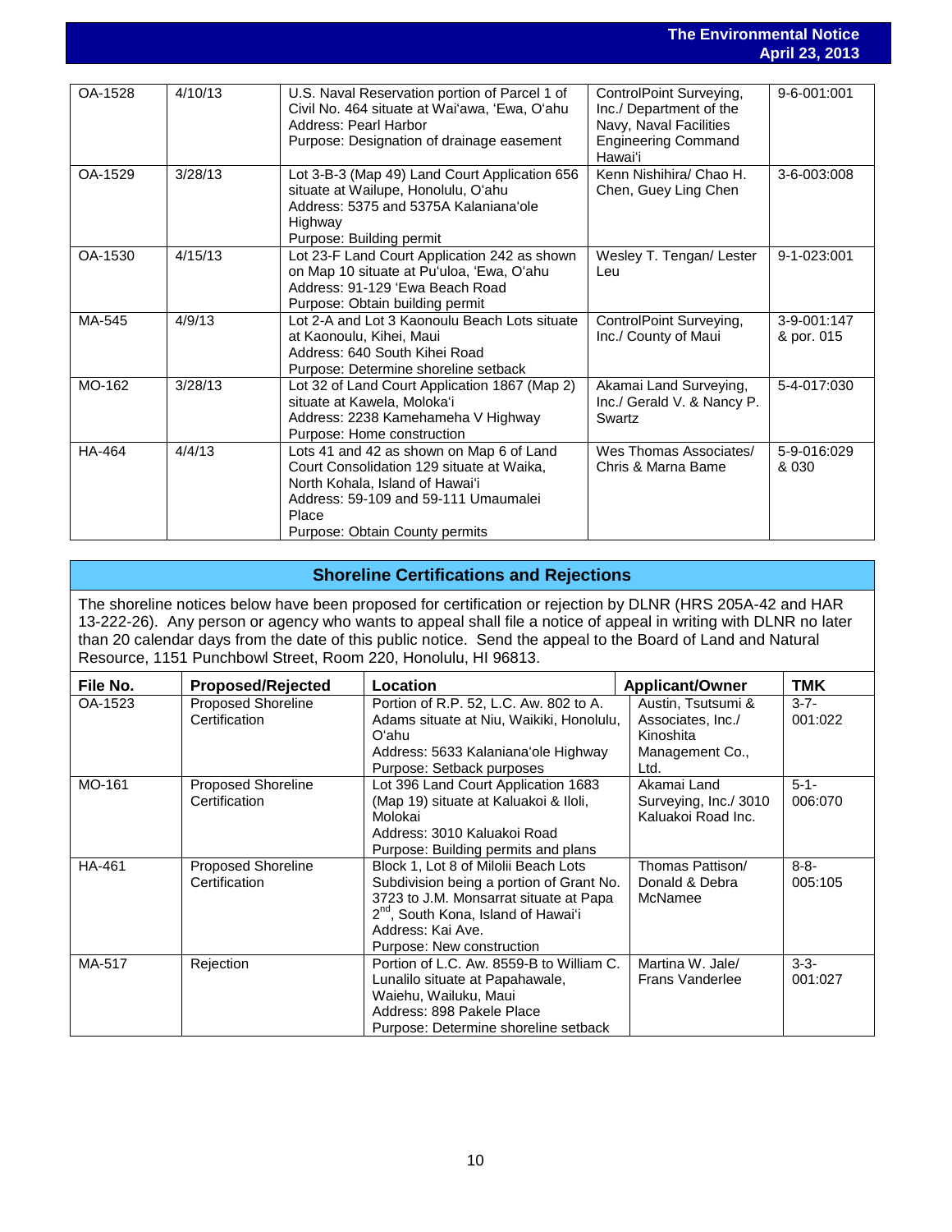| OA-1528 | 4/10/13 | U.S. Naval Reservation portion of Parcel 1 of Civil No. 464 situate at Wai'awa, 'Ewa, O'ahu<br>Address: Pearl Harbor<br>Purpose: Designation of drainage easement | ControlPoint Surveying, Inc./ Department of the Navy, Naval Facilities Engineering Command Hawai'i | 9-6-001:001 |
|---|---|---|---|---|
| OA-1529 | 3/28/13 | Lot 3-B-3 (Map 49) Land Court Application 656 situate at Wailupe, Honolulu, O'ahu<br>Address: 5375 and 5375A Kalaniana'ole Highway<br>Purpose: Building permit | Kenn Nishihira/ Chao H. Chen, Guey Ling Chen | 3-6-003:008 |
| OA-1530 | 4/15/13 | Lot 23-F Land Court Application 242 as shown on Map 10 situate at Pu'uloa, 'Ewa, O'ahu<br>Address: 91-129 'Ewa Beach Road<br>Purpose: Obtain building permit | Wesley T. Tengan/ Lester Leu | 9-1-023:001 |
| MA-545 | 4/9/13 | Lot 2-A and Lot 3 Kaonoulu Beach Lots situate at Kaonoulu, Kihei, Maui<br>Address: 640 South Kihei Road<br>Purpose: Determine shoreline setback | ControlPoint Surveying, Inc./ County of Maui | 3-9-001:147 & por. 015 |
| MO-162 | 3/28/13 | Lot 32 of Land Court Application 1867 (Map 2) situate at Kawela, Moloka'i<br>Address: 2238 Kamehameha V Highway<br>Purpose: Home construction | Akamai Land Surveying, Inc./ Gerald V. & Nancy P. Swartz | 5-4-017:030 |
| HA-464 | 4/4/13 | Lots 41 and 42 as shown on Map 6 of Land Court Consolidation 129 situate at Waika, North Kohala, Island of Hawai'i<br>Address: 59-109 and 59-111 Umaumalei Place<br>Purpose: Obtain County permits | Wes Thomas Associates/ Chris & Marna Bame | 5-9-016:029 & 030 |

## Shoreline Certifications and Rejections

The shoreline notices below have been proposed for certification or rejection by DLNR (HRS 205A-42 and HAR 13-222-26). Any person or agency who wants to appeal shall file a notice of appeal in writing with DLNR no later than 20 calendar days from the date of this public notice. Send the appeal to the Board of Land and Natural Resource, 1151 Punchbowl Street, Room 220, Honolulu, HI 96813.

| File No. | Proposed/Rejected | Location | Applicant/Owner | TMK |
|---|---|---|---|---|
| OA-1523 | Proposed Shoreline Certification | Portion of R.P. 52, L.C. Aw. 802 to A. Adams situate at Niu, Waikiki, Honolulu, O'ahu<br>Address: 5633 Kalaniana'ole Highway<br>Purpose: Setback purposes | Austin, Tsutsumi & Associates, Inc./ Kinoshita Management Co., Ltd. | 3-7-001:022 |
| MO-161 | Proposed Shoreline Certification | Lot 396 Land Court Application 1683 (Map 19) situate at Kaluakoi & Iloli, Molokai<br>Address: 3010 Kaluakoi Road<br>Purpose: Building permits and plans | Akamai Land Surveying, Inc./ 3010 Kaluakoi Road Inc. | 5-1-006:070 |
| HA-461 | Proposed Shoreline Certification | Block 1, Lot 8 of Milolii Beach Lots Subdivision being a portion of Grant No. 3723 to J.M. Monsarrat situate at Papa 2nd, South Kona, Island of Hawai'i<br>Address: Kai Ave.<br>Purpose: New construction | Thomas Pattison/ Donald & Debra McNamee | 8-8-005:105 |
| MA-517 | Rejection | Portion of L.C. Aw. 8559-B to William C. Lunalilo situate at Papahawale, Waiehu, Wailuku, Maui<br>Address: 898 Pakele Place<br>Purpose: Determine shoreline setback | Martina W. Jale/ Frans Vanderlee | 3-3-001:027 |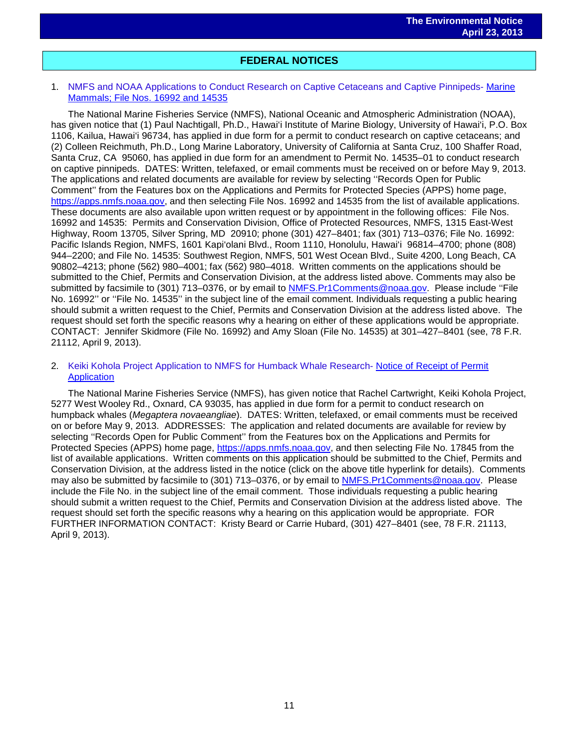## FEDERAL NOTICES

1. NMFS and NOAA Applications to Conduct Research on Captive Cetaceans and Captive Pinnipeds- Marine Mammals; File Nos. 16992 and 14535

   The National Marine Fisheries Service (NMFS), National Oceanic and Atmospheric Administration (NOAA), has given notice that (1) Paul Nachtigall, Ph.D., Hawai'i Institute of Marine Biology, University of Hawai'i, P.O. Box 1106, Kailua, Hawai'i 96734, has applied in due form for a permit to conduct research on captive cetaceans; and (2) Colleen Reichmuth, Ph.D., Long Marine Laboratory, University of California at Santa Cruz, 100 Shaffer Road, Santa Cruz, CA 95060, has applied in due form for an amendment to Permit No. 14535–01 to conduct research on captive pinnipeds. DATES: Written, telefaxed, or email comments must be received on or before May 9, 2013. The applications and related documents are available for review by selecting ''Records Open for Public Comment'' from the Features box on the Applications and Permits for Protected Species (APPS) home page, https://apps.nmfs.noaa.gov, and then selecting File Nos. 16992 and 14535 from the list of available applications. These documents are also available upon written request or by appointment in the following offices: File Nos. 16992 and 14535: Permits and Conservation Division, Office of Protected Resources, NMFS, 1315 East-West Highway, Room 13705, Silver Spring, MD 20910; phone (301) 427–8401; fax (301) 713–0376; File No. 16992: Pacific Islands Region, NMFS, 1601 Kapi'olani Blvd., Room 1110, Honolulu, Hawai'i 96814–4700; phone (808) 944–2200; and File No. 14535: Southwest Region, NMFS, 501 West Ocean Blvd., Suite 4200, Long Beach, CA 90802–4213; phone (562) 980–4001; fax (562) 980–4018. Written comments on the applications should be submitted to the Chief, Permits and Conservation Division, at the address listed above. Comments may also be submitted by facsimile to (301) 713–0376, or by email to NMFS.Pr1Comments@noaa.gov. Please include ''File No. 16992'' or ''File No. 14535'' in the subject line of the email comment. Individuals requesting a public hearing should submit a written request to the Chief, Permits and Conservation Division at the address listed above. The request should set forth the specific reasons why a hearing on either of these applications would be appropriate. CONTACT: Jennifer Skidmore (File No. 16992) and Amy Sloan (File No. 14535) at 301–427–8401 (see, 78 F.R. 21112, April 9, 2013).

2. Keiki Kohola Project Application to NMFS for Humback Whale Research- Notice of Receipt of Permit Application

   The National Marine Fisheries Service (NMFS), has given notice that Rachel Cartwright, Keiki Kohola Project, 5277 West Wooley Rd., Oxnard, CA 93035, has applied in due form for a permit to conduct research on humpback whales (*Megaptera novaeangliae*). DATES: Written, telefaxed, or email comments must be received on or before May 9, 2013. ADDRESSES: The application and related documents are available for review by selecting ''Records Open for Public Comment'' from the Features box on the Applications and Permits for Protected Species (APPS) home page, https://apps.nmfs.noaa.gov, and then selecting File No. 17845 from the list of available applications. Written comments on this application should be submitted to the Chief, Permits and Conservation Division, at the address listed in the notice (click on the above title hyperlink for details). Comments may also be submitted by facsimile to (301) 713–0376, or by email to NMFS.Pr1Comments@noaa.gov. Please include the File No. in the subject line of the email comment. Those individuals requesting a public hearing should submit a written request to the Chief, Permits and Conservation Division at the address listed above. The request should set forth the specific reasons why a hearing on this application would be appropriate. FOR FURTHER INFORMATION CONTACT: Kristy Beard or Carrie Hubard, (301) 427–8401 (see, 78 F.R. 21113, April 9, 2013).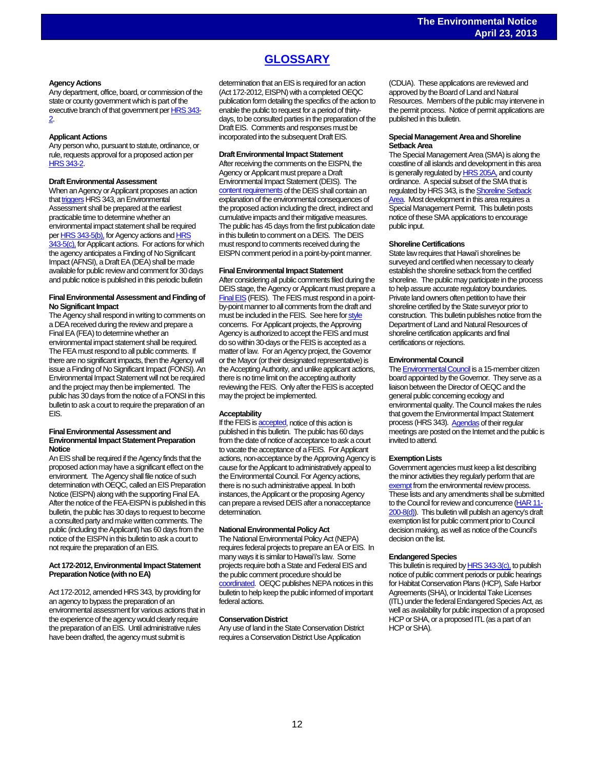# GLOSSARY

### Agency Actions

Any department, office, board, or commission of the state or county government which is part of the executive branch of that government per HRS 343-2.

### Applicant Actions

Any person who, pursuant to statute, ordinance, or rule, requests approval for a proposed action per HRS 343-2.

### Draft Environmental Assessment

When an Agency or Applicant proposes an action that triggers HRS 343, an Environmental Assessment shall be prepared at the earliest practicable time to determine whether an environmental impact statement shall be required per HRS 343-5(b), for Agency actions and HRS 343-5(c), for Applicant actions. For actions for which the agency anticipates a Finding of No Significant Impact (AFNSI), a Draft EA (DEA) shall be made available for public review and comment for 30 days and public notice is published in this periodic bulletin

### Final Environmental Assessment and Finding of No Significant Impact

The Agency shall respond in writing to comments on a DEA received during the review and prepare a Final EA (FEA) to determine whether an environmental impact statement shall be required. The FEA must respond to all public comments. If there are no significant impacts, then the Agency will issue a Finding of No Significant Impact (FONSI). An Environmental Impact Statement will not be required and the project may then be implemented. The public has 30 days from the notice of a FONSI in this bulletin to ask a court to require the preparation of an EIS.

### Final Environmental Assessment and Environmental Impact Statement Preparation Notice

An EIS shall be required if the Agency finds that the proposed action may have a significant effect on the environment. The Agency shall file notice of such determination with OEQC, called an EIS Preparation Notice (EISPN) along with the supporting Final EA. After the notice of the FEA-EISPN is published in this bulletin, the public has 30 days to request to become a consulted party and make written comments. The public (including the Applicant) has 60 days from the notice of the EISPN in this bulletin to ask a court to not require the preparation of an EIS.

### Act 172-2012, Environmental Impact Statement Preparation Notice (with no EA)

Act 172-2012, amended HRS 343, by providing for an agency to bypass the preparation of an environmental assessment for various actions that in the experience of the agency would clearly require the preparation of an EIS. Until administrative rules have been drafted, the agency must submit is determination that an EIS is required for an action (Act 172-2012, EISPN) with a completed OEQC publication form detailing the specifics of the action to enable the public to request for a period of thirty-days, to be consulted parties in the preparation of the Draft EIS. Comments and responses must be incorporated into the subsequent Draft EIS.

### Draft Environmental Impact Statement

After receiving the comments on the EISPN, the Agency or Applicant must prepare a Draft Environmental Impact Statement (DEIS). The content requirements of the DEIS shall contain an explanation of the environmental consequences of the proposed action including the direct, indirect and cumulative impacts and their mitigative measures. The public has 45 days from the first publication date in this bulletin to comment on a DEIS. The DEIS must respond to comments received during the EISPN comment period in a point-by-point manner.

### Final Environmental Impact Statement

After considering all public comments filed during the DEIS stage, the Agency or Applicant must prepare a Final EIS (FEIS). The FEIS must respond in a point-by-point manner to all comments from the draft and must be included in the FEIS. See here for style concerns. For Applicant projects, the Approving Agency is authorized to accept the FEIS and must do so within 30-days or the FEIS is accepted as a matter of law. For an Agency project, the Governor or the Mayor (or their designated representative) is the Accepting Authority, and unlike applicant actions, there is no time limit on the accepting authority reviewing the FEIS. Only after the FEIS is accepted may the project be implemented.

### Acceptability

If the FEIS is accepted, notice of this action is published in this bulletin. The public has 60 days from the date of notice of acceptance to ask a court to vacate the acceptance of a FEIS. For Applicant actions, non-acceptance by the Approving Agency is cause for the Applicant to administratively appeal to the Environmental Council. For Agency actions, there is no such administrative appeal. In both instances, the Applicant or the proposing Agency can prepare a revised DEIS after a nonacceptance determination.

### National Environmental Policy Act

The National Environmental Policy Act (NEPA) requires federal projects to prepare an EA or EIS. In many ways it is similar to Hawai'i's law. Some projects require both a State and Federal EIS and the public comment procedure should be coordinated. OEQC publishes NEPA notices in this bulletin to help keep the public informed of important federal actions.

### Conservation District

Any use of land in the State Conservation District requires a Conservation District Use Application (CDUA). These applications are reviewed and approved by the Board of Land and Natural Resources. Members of the public may intervene in the permit process. Notice of permit applications are published in this bulletin.

### Special Management Area and Shoreline Setback Area

The Special Management Area (SMA) is along the coastline of all islands and development in this area is generally regulated by HRS 205A, and county ordinance. A special subset of the SMA that is regulated by HRS 343, is the Shoreline Setback Area. Most development in this area requires a Special Management Permit. This bulletin posts notice of these SMA applications to encourage public input.

### Shoreline Certifications

State law requires that Hawai'i shorelines be surveyed and certified when necessary to clearly establish the shoreline setback from the certified shoreline. The public may participate in the process to help assure accurate regulatory boundaries. Private land owners often petition to have their shoreline certified by the State surveyor prior to construction. This bulletin publishes notice from the Department of Land and Natural Resources of shoreline certification applicants and final certifications or rejections.

### Environmental Council

The Environmental Council is a 15-member citizen board appointed by the Governor. They serve as a liaison between the Director of OEQC and the general public concerning ecology and environmental quality. The Council makes the rules that govern the Environmental Impact Statement process (HRS 343). Agendas of their regular meetings are posted on the Internet and the public is invited to attend.

### Exemption Lists

Government agencies must keep a list describing the minor activities they regularly perform that are exempt from the environmental review process. These lists and any amendments shall be submitted to the Council for review and concurrence (HAR 11-200-8(d)). This bulletin will publish an agency's draft exemption list for public comment prior to Council decision making, as well as notice of the Council's decision on the list.

### Endangered Species

This bulletin is required by HRS 343-3(c), to publish notice of public comment periods or public hearings for Habitat Conservation Plans (HCP), Safe Harbor Agreements (SHA), or Incidental Take Licenses (ITL) under the federal Endangered Species Act, as well as availability for public inspection of a proposed HCP or SHA, or a proposed ITL (as a part of an HCP or SHA).